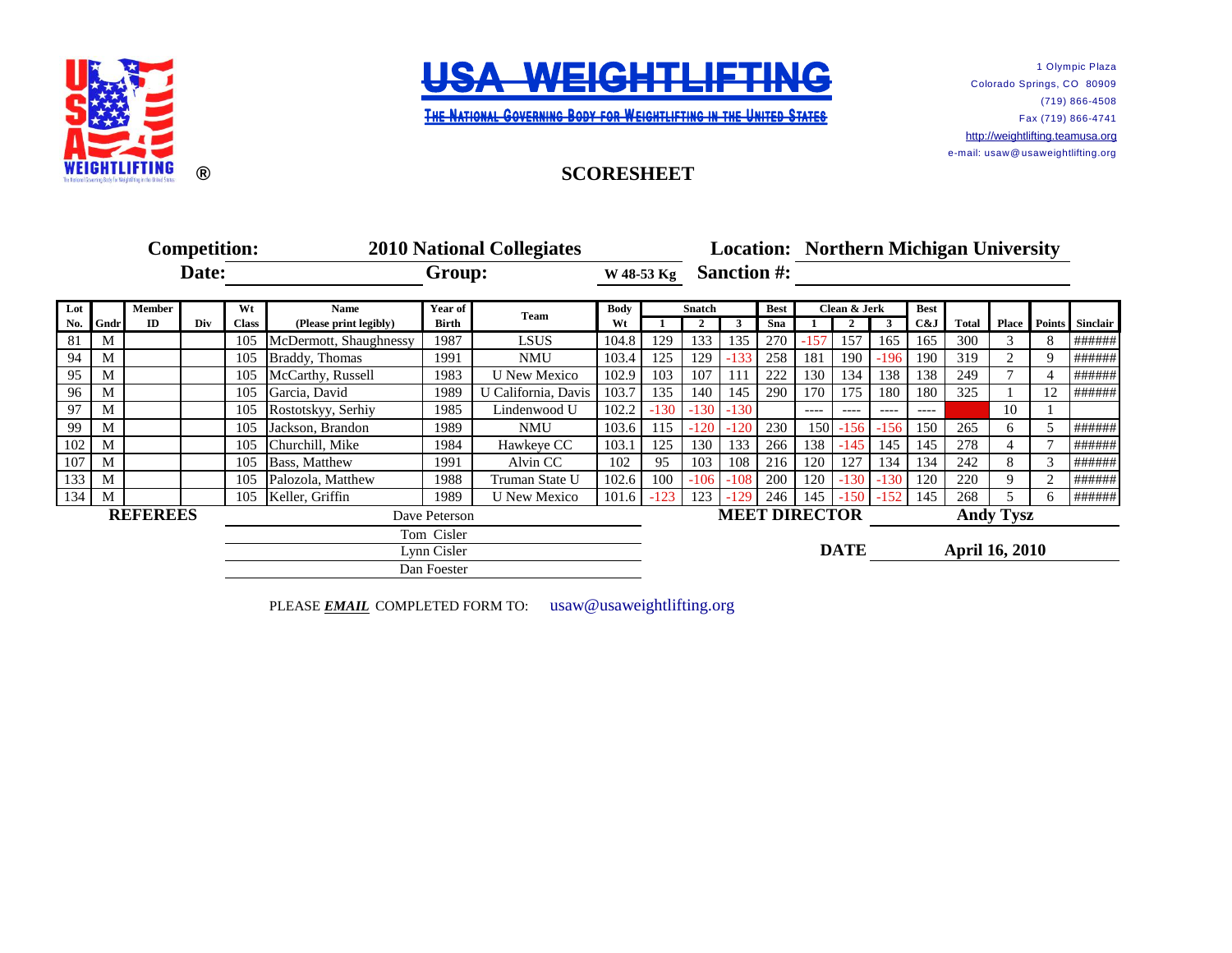# USA WEIGHTLIFTING

THE NATIONAL GOVERNING BODY FOR WEIGHTLIFTING IN THE UNITED STATES

1 Olympic Plaza
Colorado Springs, CO 80909
(719) 866-4508
Fax (719) 866-4741
http://weightlifting.teamusa.org
e-mail: usaw@usaweightlifting.org

## SCORESHEET

**Competition:** 2010 National Collegiates **Location:** Northern Michigan University

**Date:** **Group:** W 48-53 Kg **Sanction #:**

| Lot No. | Gndr | Member ID | Div | Wt Class | Name (Please print legibly) | Year of Birth | Team | Body Wt | Snatch 1 | Snatch 2 | Snatch 3 | Best Sna | Clean & Jerk 1 | Clean & Jerk 2 | Clean & Jerk 3 | Best C&J | Total | Place | Points | Sinclair |
|---|---|---|---|---|---|---|---|---|---|---|---|---|---|---|---|---|---|---|---|---|
| 81 | M | | | 105 | McDermott, Shaughnessy | 1987 | LSUS | 104.8 | 129 | 133 | 135 | 270 | -157 | 157 | 165 | 165 | 300 | 3 | 8 | ###### |
| 94 | M | | | 105 | Braddy, Thomas | 1991 | NMU | 103.4 | 125 | 129 | -133 | 258 | 181 | 190 | -196 | 190 | 319 | 2 | 9 | ###### |
| 95 | M | | | 105 | McCarthy, Russell | 1983 | U New Mexico | 102.9 | 103 | 107 | 111 | 222 | 130 | 134 | 138 | 138 | 249 | 7 | 4 | ###### |
| 96 | M | | | 105 | Garcia, David | 1989 | U California, Davis | 103.7 | 135 | 140 | 145 | 290 | 170 | 175 | 180 | 180 | 325 | 1 | 12 | ###### |
| 97 | M | | | 105 | Rostotskyy, Serhiy | 1985 | Lindenwood U | 102.2 | -130 | -130 | -130 | | ---- | ---- | ---- | ---- | | 10 | 1 | |
| 99 | M | | | 105 | Jackson, Brandon | 1989 | NMU | 103.6 | 115 | -120 | -120 | 230 | 150 | -156 | -156 | 150 | 265 | 6 | 5 | ###### |
| 102 | M | | | 105 | Churchill, Mike | 1984 | Hawkeye CC | 103.1 | 125 | 130 | 133 | 266 | 138 | -145 | 145 | 145 | 278 | 4 | 7 | ###### |
| 107 | M | | | 105 | Bass, Matthew | 1991 | Alvin CC | 102 | 95 | 103 | 108 | 216 | 120 | 127 | 134 | 134 | 242 | 8 | 3 | ###### |
| 133 | M | | | 105 | Palozola, Matthew | 1988 | Truman State U | 102.6 | 100 | -106 | -108 | 200 | 120 | -130 | -130 | 120 | 220 | 9 | 2 | ###### |
| 134 | M | | | 105 | Keller, Griffin | 1989 | U New Mexico | 101.6 | -123 | 123 | -129 | 246 | 145 | -150 | -152 | 145 | 268 | 5 | 6 | ###### |

**REFEREES**
Dave Peterson
Tom Cisler
Lynn Cisler
Dan Foester

**MEET DIRECTOR** Andy Tysz

**DATE** April 16, 2010

PLEASE ***EMAIL*** COMPLETED FORM TO: usaw@usaweightlifting.org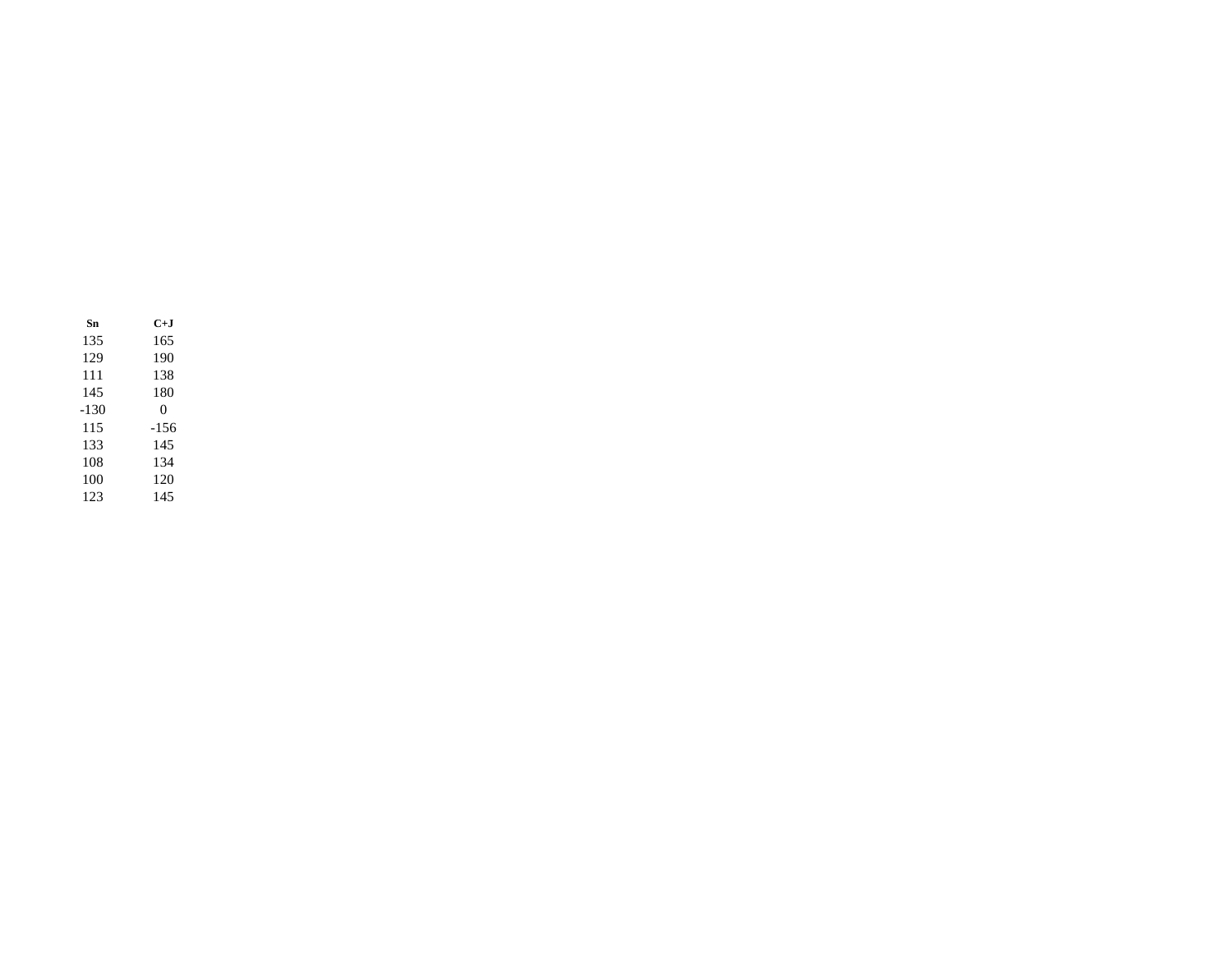| **Sn** | **C+J** |
|---|---|
| 135 | 165 |
| 129 | 190 |
| 111 | 138 |
| 145 | 180 |
| -130 | 0 |
| 115 | -156 |
| 133 | 145 |
| 108 | 134 |
| 100 | 120 |
| 123 | 145 |